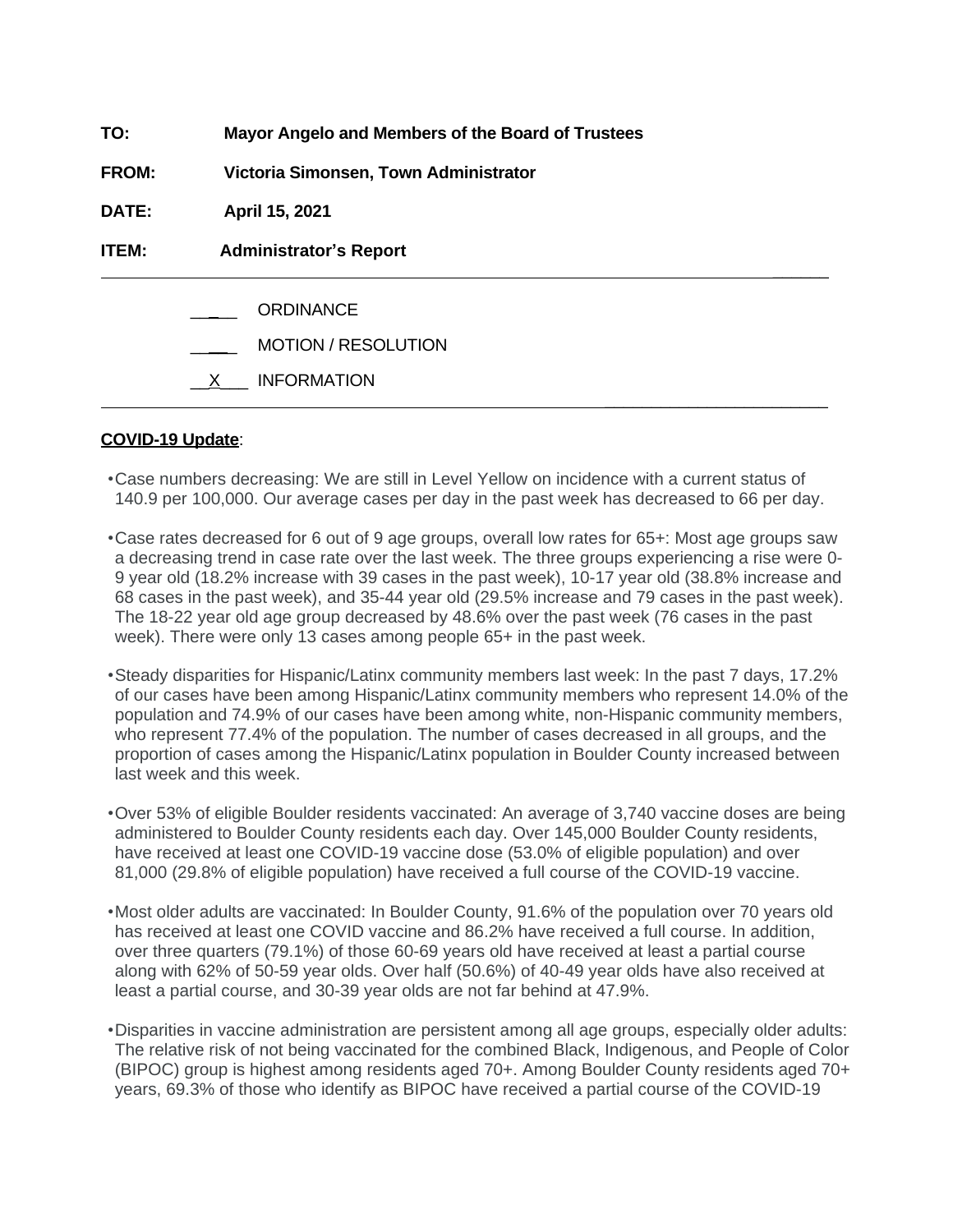**TO:** Mayor Angelo and Members of the Board of Trustees

**FROM:** Victoria Simonsen, Town Administrator

**DATE:** April 15, 2021

**ITEM:** Administrator's Report

---

____ ORDINANCE

____ MOTION / RESOLUTION

__X___ INFORMATION

---

**COVID-19 Update**:

- Case numbers decreasing: We are still in Level Yellow on incidence with a current status of 140.9 per 100,000. Our average cases per day in the past week has decreased to 66 per day.
- Case rates decreased for 6 out of 9 age groups, overall low rates for 65+: Most age groups saw a decreasing trend in case rate over the last week. The three groups experiencing a rise were 0-9 year old (18.2% increase with 39 cases in the past week), 10-17 year old (38.8% increase and 68 cases in the past week), and 35-44 year old (29.5% increase and 79 cases in the past week). The 18-22 year old age group decreased by 48.6% over the past week (76 cases in the past week). There were only 13 cases among people 65+ in the past week.
- Steady disparities for Hispanic/Latinx community members last week: In the past 7 days, 17.2% of our cases have been among Hispanic/Latinx community members who represent 14.0% of the population and 74.9% of our cases have been among white, non-Hispanic community members, who represent 77.4% of the population. The number of cases decreased in all groups, and the proportion of cases among the Hispanic/Latinx population in Boulder County increased between last week and this week.
- Over 53% of eligible Boulder residents vaccinated: An average of 3,740 vaccine doses are being administered to Boulder County residents each day. Over 145,000 Boulder County residents, have received at least one COVID-19 vaccine dose (53.0% of eligible population) and over 81,000 (29.8% of eligible population) have received a full course of the COVID-19 vaccine.
- Most older adults are vaccinated: In Boulder County, 91.6% of the population over 70 years old has received at least one COVID vaccine and 86.2% have received a full course. In addition, over three quarters (79.1%) of those 60-69 years old have received at least a partial course along with 62% of 50-59 year olds. Over half (50.6%) of 40-49 year olds have also received at least a partial course, and 30-39 year olds are not far behind at 47.9%.
- Disparities in vaccine administration are persistent among all age groups, especially older adults: The relative risk of not being vaccinated for the combined Black, Indigenous, and People of Color (BIPOC) group is highest among residents aged 70+. Among Boulder County residents aged 70+ years, 69.3% of those who identify as BIPOC have received a partial course of the COVID-19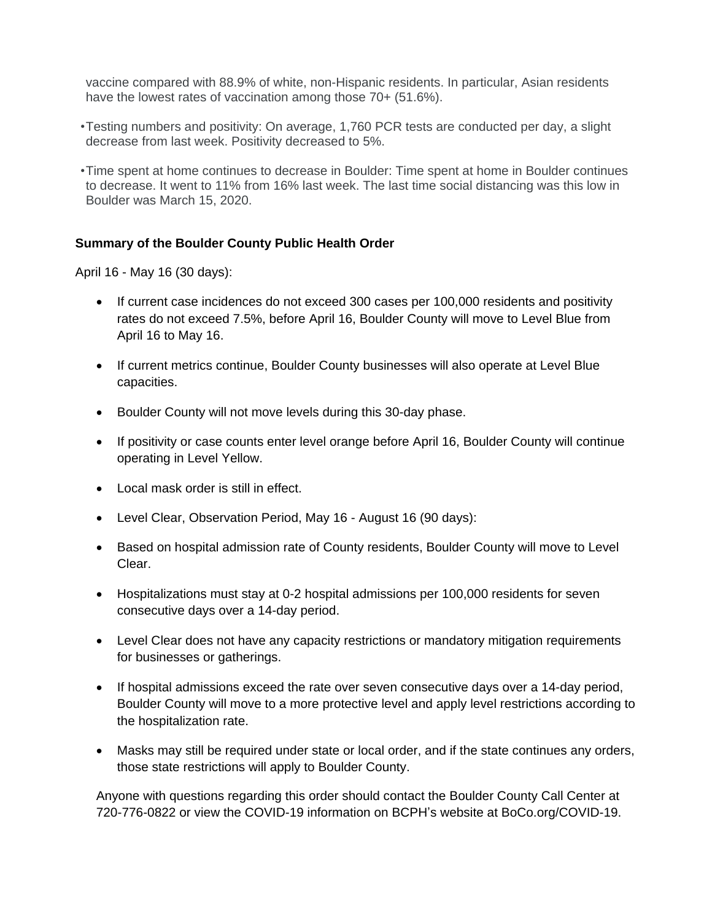vaccine compared with 88.9% of white, non-Hispanic residents. In particular, Asian residents have the lowest rates of vaccination among those 70+ (51.6%).

- Testing numbers and positivity: On average, 1,760 PCR tests are conducted per day, a slight decrease from last week. Positivity decreased to 5%.
- Time spent at home continues to decrease in Boulder: Time spent at home in Boulder continues to decrease. It went to 11% from 16% last week. The last time social distancing was this low in Boulder was March 15, 2020.

**Summary of the Boulder County Public Health Order**

April 16 - May 16 (30 days):

- If current case incidences do not exceed 300 cases per 100,000 residents and positivity rates do not exceed 7.5%, before April 16, Boulder County will move to Level Blue from April 16 to May 16.
- If current metrics continue, Boulder County businesses will also operate at Level Blue capacities.
- Boulder County will not move levels during this 30-day phase.
- If positivity or case counts enter level orange before April 16, Boulder County will continue operating in Level Yellow.
- Local mask order is still in effect.
- Level Clear, Observation Period, May 16 - August 16 (90 days):
- Based on hospital admission rate of County residents, Boulder County will move to Level Clear.
- Hospitalizations must stay at 0-2 hospital admissions per 100,000 residents for seven consecutive days over a 14-day period.
- Level Clear does not have any capacity restrictions or mandatory mitigation requirements for businesses or gatherings.
- If hospital admissions exceed the rate over seven consecutive days over a 14-day period, Boulder County will move to a more protective level and apply level restrictions according to the hospitalization rate.
- Masks may still be required under state or local order, and if the state continues any orders, those state restrictions will apply to Boulder County.

Anyone with questions regarding this order should contact the Boulder County Call Center at 720-776-0822 or view the COVID-19 information on BCPH's website at BoCo.org/COVID-19.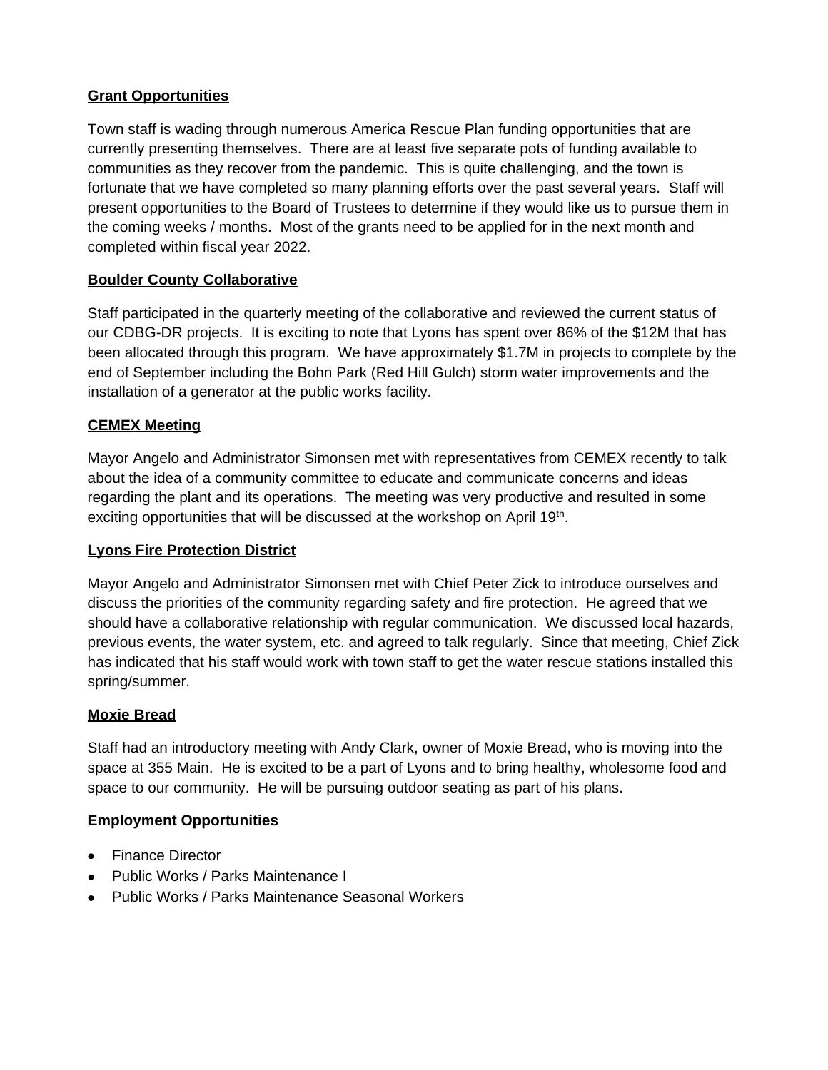**Grant Opportunities**

Town staff is wading through numerous America Rescue Plan funding opportunities that are currently presenting themselves. There are at least five separate pots of funding available to communities as they recover from the pandemic. This is quite challenging, and the town is fortunate that we have completed so many planning efforts over the past several years. Staff will present opportunities to the Board of Trustees to determine if they would like us to pursue them in the coming weeks / months. Most of the grants need to be applied for in the next month and completed within fiscal year 2022.

**Boulder County Collaborative**

Staff participated in the quarterly meeting of the collaborative and reviewed the current status of our CDBG-DR projects. It is exciting to note that Lyons has spent over 86% of the $12M that has been allocated through this program. We have approximately $1.7M in projects to complete by the end of September including the Bohn Park (Red Hill Gulch) storm water improvements and the installation of a generator at the public works facility.

**CEMEX Meeting**

Mayor Angelo and Administrator Simonsen met with representatives from CEMEX recently to talk about the idea of a community committee to educate and communicate concerns and ideas regarding the plant and its operations. The meeting was very productive and resulted in some exciting opportunities that will be discussed at the workshop on April 19th.

**Lyons Fire Protection District**

Mayor Angelo and Administrator Simonsen met with Chief Peter Zick to introduce ourselves and discuss the priorities of the community regarding safety and fire protection. He agreed that we should have a collaborative relationship with regular communication. We discussed local hazards, previous events, the water system, etc. and agreed to talk regularly. Since that meeting, Chief Zick has indicated that his staff would work with town staff to get the water rescue stations installed this spring/summer.

**Moxie Bread**

Staff had an introductory meeting with Andy Clark, owner of Moxie Bread, who is moving into the space at 355 Main. He is excited to be a part of Lyons and to bring healthy, wholesome food and space to our community. He will be pursuing outdoor seating as part of his plans.

**Employment Opportunities**

- Finance Director
- Public Works / Parks Maintenance I
- Public Works / Parks Maintenance Seasonal Workers